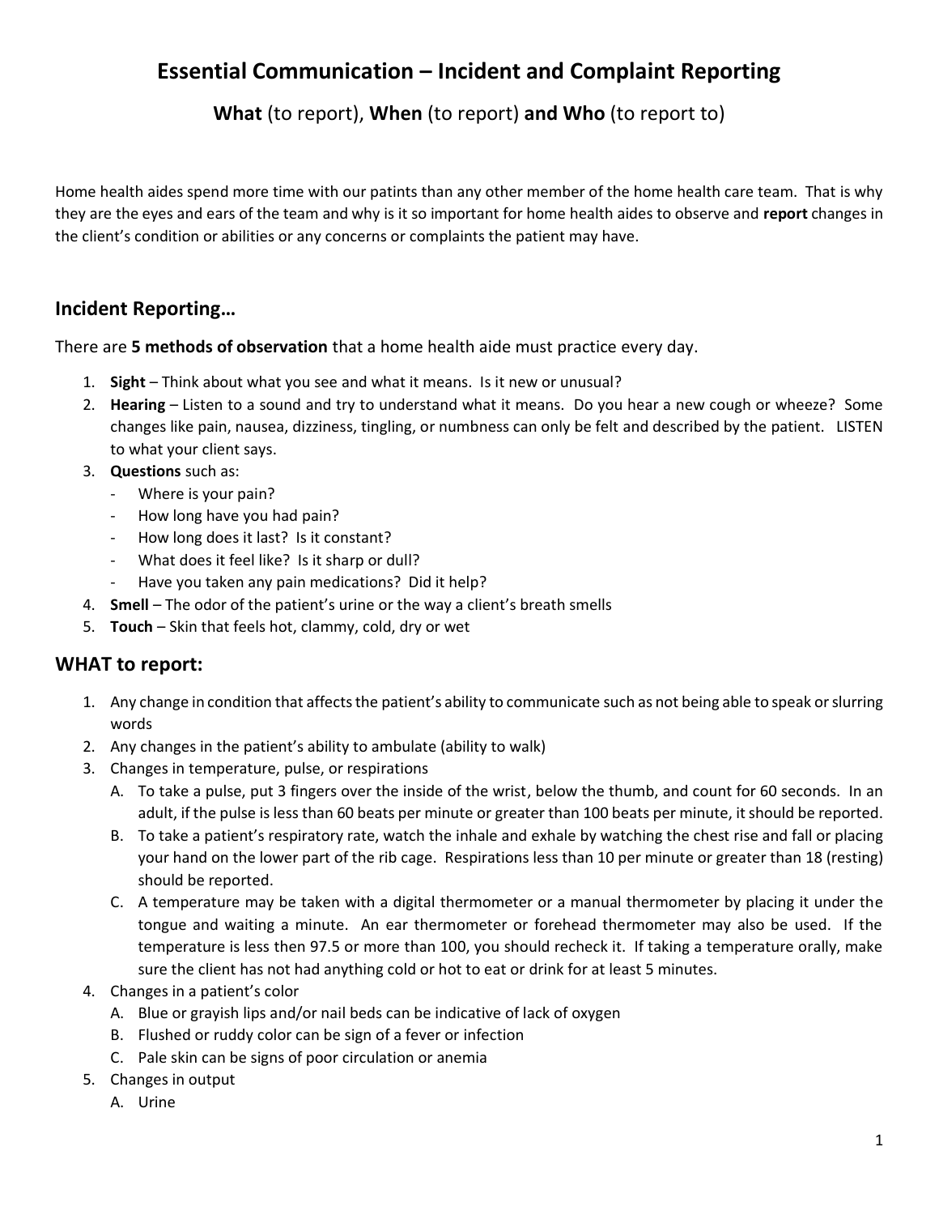# Essential Communication – Incident and Complaint Reporting

## **What** (to report), **When** (to report) **and Who** (to report to)

Home health aides spend more time with our patints than any other member of the home health care team. That is why they are the eyes and ears of the team and why is it so important for home health aides to observe and **report** changes in the client's condition or abilities or any concerns or complaints the patient may have.

## Incident Reporting…

There are **5 methods of observation** that a home health aide must practice every day.

1. **Sight** – Think about what you see and what it means. Is it new or unusual?
2. **Hearing** – Listen to a sound and try to understand what it means. Do you hear a new cough or wheeze? Some changes like pain, nausea, dizziness, tingling, or numbness can only be felt and described by the patient. LISTEN to what your client says.
3. **Questions** such as:
   - Where is your pain?
   - How long have you had pain?
   - How long does it last? Is it constant?
   - What does it feel like? Is it sharp or dull?
   - Have you taken any pain medications? Did it help?
4. **Smell** – The odor of the patient's urine or the way a client's breath smells
5. **Touch** – Skin that feels hot, clammy, cold, dry or wet

## WHAT to report:

1. Any change in condition that affects the patient's ability to communicate such as not being able to speak or slurring words
2. Any changes in the patient's ability to ambulate (ability to walk)
3. Changes in temperature, pulse, or respirations
   A. To take a pulse, put 3 fingers over the inside of the wrist, below the thumb, and count for 60 seconds. In an adult, if the pulse is less than 60 beats per minute or greater than 100 beats per minute, it should be reported.
   B. To take a patient's respiratory rate, watch the inhale and exhale by watching the chest rise and fall or placing your hand on the lower part of the rib cage. Respirations less than 10 per minute or greater than 18 (resting) should be reported.
   C. A temperature may be taken with a digital thermometer or a manual thermometer by placing it under the tongue and waiting a minute. An ear thermometer or forehead thermometer may also be used. If the temperature is less then 97.5 or more than 100, you should recheck it. If taking a temperature orally, make sure the client has not had anything cold or hot to eat or drink for at least 5 minutes.
4. Changes in a patient's color
   A. Blue or grayish lips and/or nail beds can be indicative of lack of oxygen
   B. Flushed or ruddy color can be sign of a fever or infection
   C. Pale skin can be signs of poor circulation or anemia
5. Changes in output
   A. Urine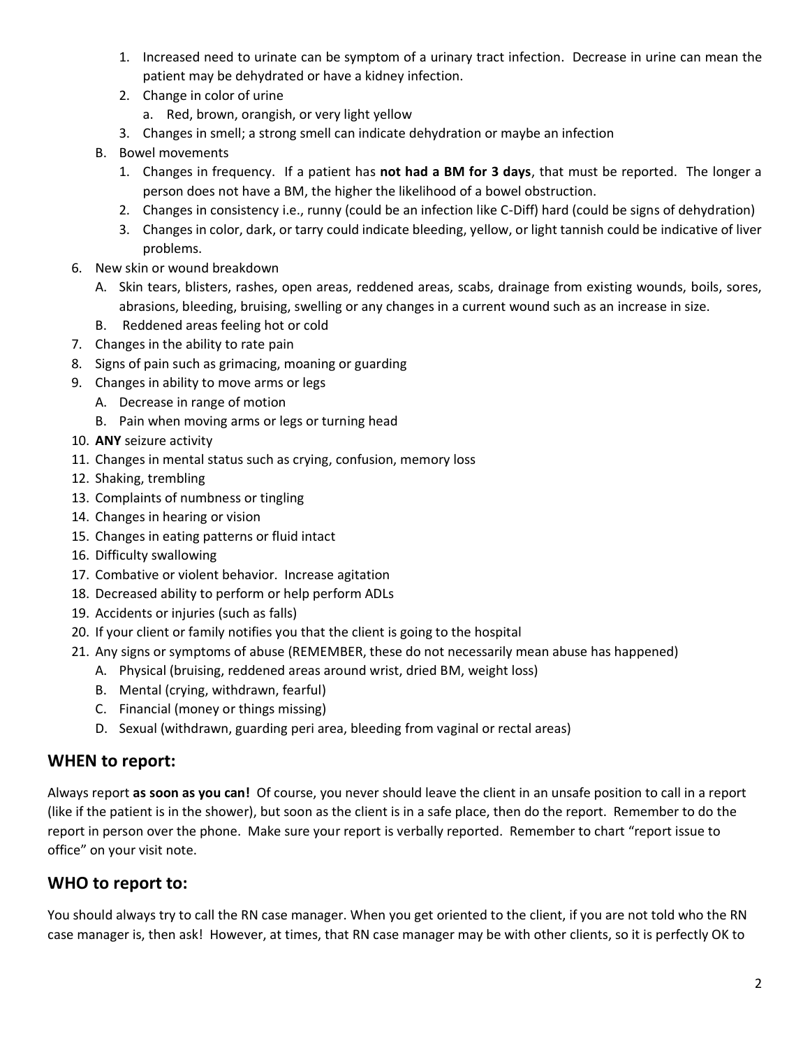1. Increased need to urinate can be symptom of a urinary tract infection. Decrease in urine can mean the patient may be dehydrated or have a kidney infection.
   2. Change in color of urine
      a. Red, brown, orangish, or very light yellow
   3. Changes in smell; a strong smell can indicate dehydration or maybe an infection

   B. Bowel movements
      1. Changes in frequency. If a patient has **not had a BM for 3 days**, that must be reported. The longer a person does not have a BM, the higher the likelihood of a bowel obstruction.
      2. Changes in consistency i.e., runny (could be an infection like C-Diff) hard (could be signs of dehydration)
      3. Changes in color, dark, or tarry could indicate bleeding, yellow, or light tannish could be indicative of liver problems.

6. New skin or wound breakdown
   A. Skin tears, blisters, rashes, open areas, reddened areas, scabs, drainage from existing wounds, boils, sores, abrasions, bleeding, bruising, swelling or any changes in a current wound such as an increase in size.
   B. Reddened areas feeling hot or cold
7. Changes in the ability to rate pain
8. Signs of pain such as grimacing, moaning or guarding
9. Changes in ability to move arms or legs
   A. Decrease in range of motion
   B. Pain when moving arms or legs or turning head
10. **ANY** seizure activity
11. Changes in mental status such as crying, confusion, memory loss
12. Shaking, trembling
13. Complaints of numbness or tingling
14. Changes in hearing or vision
15. Changes in eating patterns or fluid intact
16. Difficulty swallowing
17. Combative or violent behavior. Increase agitation
18. Decreased ability to perform or help perform ADLs
19. Accidents or injuries (such as falls)
20. If your client or family notifies you that the client is going to the hospital
21. Any signs or symptoms of abuse (REMEMBER, these do not necessarily mean abuse has happened)
    A. Physical (bruising, reddened areas around wrist, dried BM, weight loss)
    B. Mental (crying, withdrawn, fearful)
    C. Financial (money or things missing)
    D. Sexual (withdrawn, guarding peri area, bleeding from vaginal or rectal areas)

## WHEN to report:

Always report **as soon as you can!** Of course, you never should leave the client in an unsafe position to call in a report (like if the patient is in the shower), but soon as the client is in a safe place, then do the report. Remember to do the report in person over the phone. Make sure your report is verbally reported. Remember to chart "report issue to office" on your visit note.

## WHO to report to:

You should always try to call the RN case manager. When you get oriented to the client, if you are not told who the RN case manager is, then ask! However, at times, that RN case manager may be with other clients, so it is perfectly OK to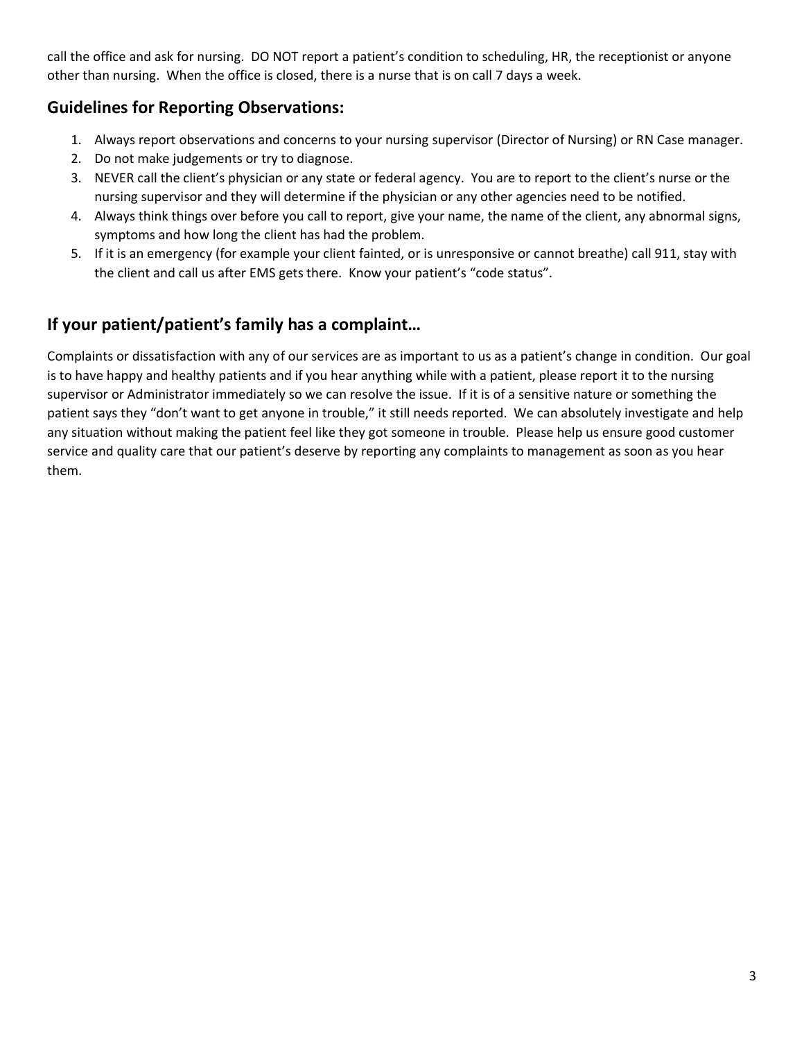call the office and ask for nursing. DO NOT report a patient's condition to scheduling, HR, the receptionist or anyone other than nursing. When the office is closed, there is a nurse that is on call 7 days a week.

## Guidelines for Reporting Observations:

1. Always report observations and concerns to your nursing supervisor (Director of Nursing) or RN Case manager.
2. Do not make judgements or try to diagnose.
3. NEVER call the client's physician or any state or federal agency. You are to report to the client's nurse or the nursing supervisor and they will determine if the physician or any other agencies need to be notified.
4. Always think things over before you call to report, give your name, the name of the client, any abnormal signs, symptoms and how long the client has had the problem.
5. If it is an emergency (for example your client fainted, or is unresponsive or cannot breathe) call 911, stay with the client and call us after EMS gets there. Know your patient's "code status".

## If your patient/patient's family has a complaint…

Complaints or dissatisfaction with any of our services are as important to us as a patient's change in condition. Our goal is to have happy and healthy patients and if you hear anything while with a patient, please report it to the nursing supervisor or Administrator immediately so we can resolve the issue. If it is of a sensitive nature or something the patient says they "don't want to get anyone in trouble," it still needs reported. We can absolutely investigate and help any situation without making the patient feel like they got someone in trouble. Please help us ensure good customer service and quality care that our patient's deserve by reporting any complaints to management as soon as you hear them.